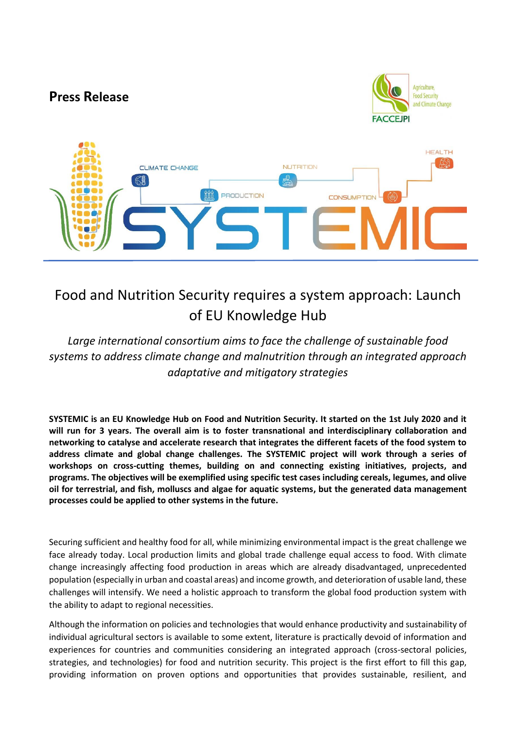**Press Release**

# Food and Nutrition Security requires a system approach: Launch of EU Knowledge Hub

*Large international consortium aims to face the challenge of sustainable food systems to address climate change and malnutrition through an integrated approach adaptative and mitigatory strategies*

**SYSTEMIC is an EU Knowledge Hub on Food and Nutrition Security. It started on the 1st July 2020 and it will run for 3 years. The overall aim is to foster transnational and interdisciplinary collaboration and networking to catalyse and accelerate research that integrates the different facets of the food system to address climate and global change challenges. The SYSTEMIC project will work through a series of workshops on cross-cutting themes, building on and connecting existing initiatives, projects, and programs. The objectives will be exemplified using specific test cases including cereals, legumes, and olive oil for terrestrial, and fish, molluscs and algae for aquatic systems, but the generated data management processes could be applied to other systems in the future.**

Securing sufficient and healthy food for all, while minimizing environmental impact is the great challenge we face already today. Local production limits and global trade challenge equal access to food. With climate change increasingly affecting food production in areas which are already disadvantaged, unprecedented population (especially in urban and coastal areas) and income growth, and deterioration of usable land, these challenges will intensify. We need a holistic approach to transform the global food production system with the ability to adapt to regional necessities.

Although the information on policies and technologies that would enhance productivity and sustainability of individual agricultural sectors is available to some extent, literature is practically devoid of information and experiences for countries and communities considering an integrated approach (cross-sectoral policies, strategies, and technologies) for food and nutrition security. This project is the first effort to fill this gap, providing information on proven options and opportunities that provides sustainable, resilient, and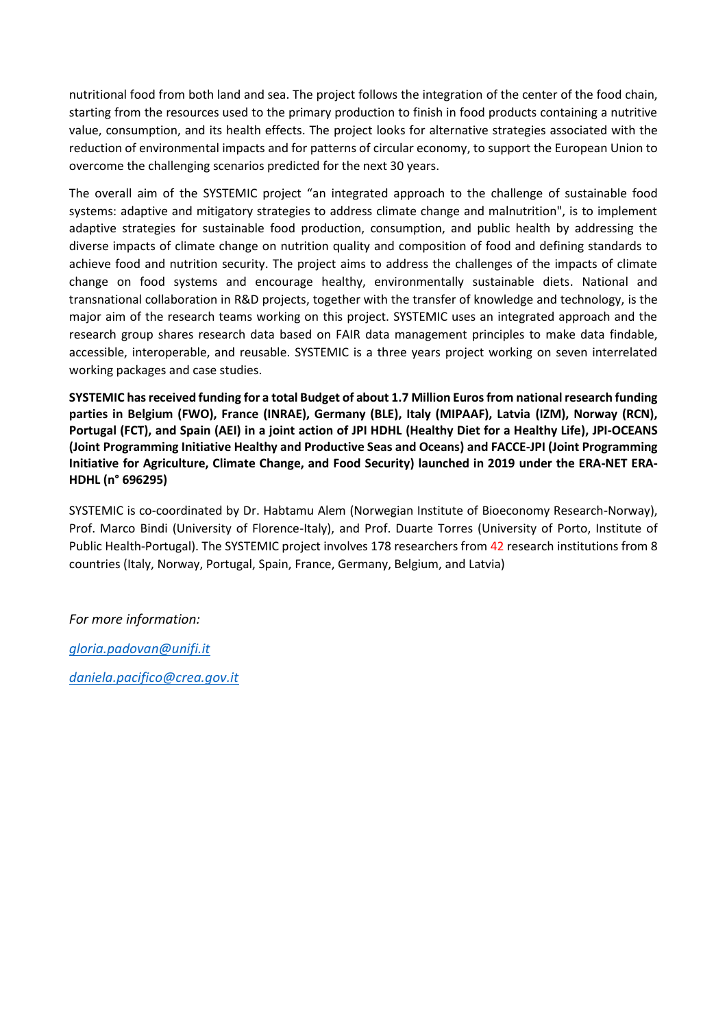nutritional food from both land and sea. The project follows the integration of the center of the food chain, starting from the resources used to the primary production to finish in food products containing a nutritive value, consumption, and its health effects. The project looks for alternative strategies associated with the reduction of environmental impacts and for patterns of circular economy, to support the European Union to overcome the challenging scenarios predicted for the next 30 years.

The overall aim of the SYSTEMIC project "an integrated approach to the challenge of sustainable food systems: adaptive and mitigatory strategies to address climate change and malnutrition", is to implement adaptive strategies for sustainable food production, consumption, and public health by addressing the diverse impacts of climate change on nutrition quality and composition of food and defining standards to achieve food and nutrition security. The project aims to address the challenges of the impacts of climate change on food systems and encourage healthy, environmentally sustainable diets. National and transnational collaboration in R&D projects, together with the transfer of knowledge and technology, is the major aim of the research teams working on this project. SYSTEMIC uses an integrated approach and the research group shares research data based on FAIR data management principles to make data findable, accessible, interoperable, and reusable. SYSTEMIC is a three years project working on seven interrelated working packages and case studies.

**SYSTEMIC has received funding for a total Budget of about 1.7 Million Euros from national research funding parties in Belgium (FWO), France (INRAE), Germany (BLE), Italy (MIPAAF), Latvia (IZM), Norway (RCN), Portugal (FCT), and Spain (AEI) in a joint action of JPI HDHL (Healthy Diet for a Healthy Life), JPI-OCEANS (Joint Programming Initiative Healthy and Productive Seas and Oceans) and FACCE-JPI (Joint Programming Initiative for Agriculture, Climate Change, and Food Security) launched in 2019 under the ERA-NET ERA-HDHL (n° 696295)**

SYSTEMIC is co-coordinated by Dr. Habtamu Alem (Norwegian Institute of Bioeconomy Research-Norway), Prof. Marco Bindi (University of Florence-Italy), and Prof. Duarte Torres (University of Porto, Institute of Public Health-Portugal). The SYSTEMIC project involves 178 researchers from 42 research institutions from 8 countries (Italy, Norway, Portugal, Spain, France, Germany, Belgium, and Latvia)

*For more information:*

gloria.padovan@unifi.it

daniela.pacifico@crea.gov.it